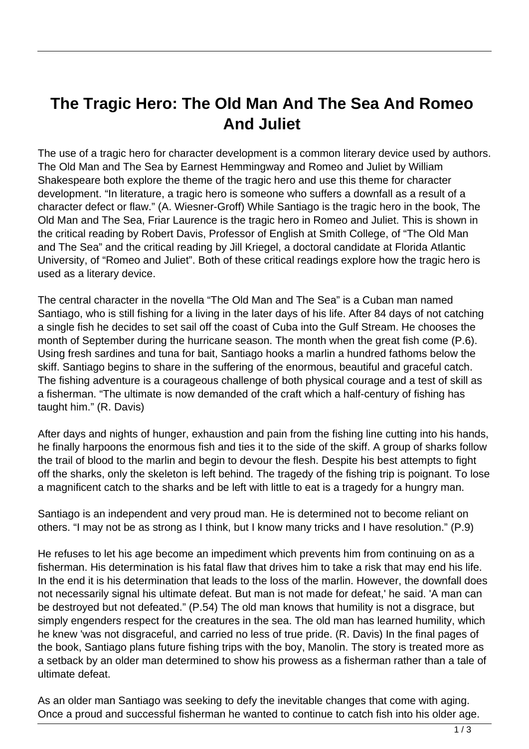# The Tragic Hero: The Old Man And The Sea And Romeo And Juliet

The use of a tragic hero for character development is a common literary device used by authors. The Old Man and The Sea by Earnest Hemmingway and Romeo and Juliet by William Shakespeare both explore the theme of the tragic hero and use this theme for character development. "In literature, a tragic hero is someone who suffers a downfall as a result of a character defect or flaw." (A. Wiesner-Groff) While Santiago is the tragic hero in the book, The Old Man and The Sea, Friar Laurence is the tragic hero in Romeo and Juliet. This is shown in the critical reading by Robert Davis, Professor of English at Smith College, of "The Old Man and The Sea" and the critical reading by Jill Kriegel, a doctoral candidate at Florida Atlantic University, of "Romeo and Juliet". Both of these critical readings explore how the tragic hero is used as a literary device.

The central character in the novella "The Old Man and The Sea" is a Cuban man named Santiago, who is still fishing for a living in the later days of his life. After 84 days of not catching a single fish he decides to set sail off the coast of Cuba into the Gulf Stream. He chooses the month of September during the hurricane season. The month when the great fish come (P.6). Using fresh sardines and tuna for bait, Santiago hooks a marlin a hundred fathoms below the skiff. Santiago begins to share in the suffering of the enormous, beautiful and graceful catch. The fishing adventure is a courageous challenge of both physical courage and a test of skill as a fisherman. "The ultimate is now demanded of the craft which a half-century of fishing has taught him." (R. Davis)

After days and nights of hunger, exhaustion and pain from the fishing line cutting into his hands, he finally harpoons the enormous fish and ties it to the side of the skiff. A group of sharks follow the trail of blood to the marlin and begin to devour the flesh. Despite his best attempts to fight off the sharks, only the skeleton is left behind. The tragedy of the fishing trip is poignant. To lose a magnificent catch to the sharks and be left with little to eat is a tragedy for a hungry man.

Santiago is an independent and very proud man. He is determined not to become reliant on others. "I may not be as strong as I think, but I know many tricks and I have resolution." (P.9)

He refuses to let his age become an impediment which prevents him from continuing on as a fisherman. His determination is his fatal flaw that drives him to take a risk that may end his life. In the end it is his determination that leads to the loss of the marlin. However, the downfall does not necessarily signal his ultimate defeat. But man is not made for defeat,' he said. 'A man can be destroyed but not defeated." (P.54) The old man knows that humility is not a disgrace, but simply engenders respect for the creatures in the sea. The old man has learned humility, which he knew 'was not disgraceful, and carried no less of true pride. (R. Davis) In the final pages of the book, Santiago plans future fishing trips with the boy, Manolin. The story is treated more as a setback by an older man determined to show his prowess as a fisherman rather than a tale of ultimate defeat.

As an older man Santiago was seeking to defy the inevitable changes that come with aging. Once a proud and successful fisherman he wanted to continue to catch fish into his older age.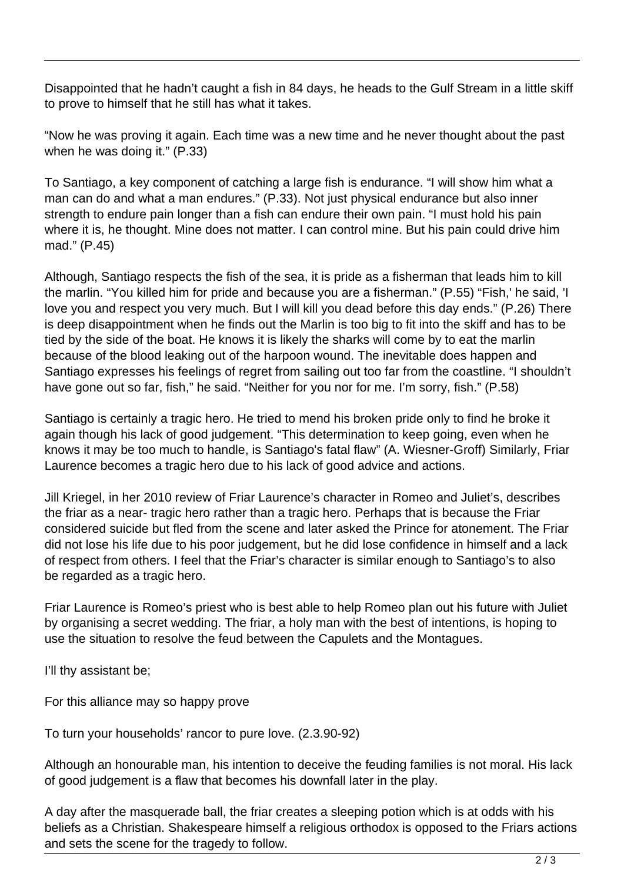Disappointed that he hadn't caught a fish in 84 days, he heads to the Gulf Stream in a little skiff to prove to himself that he still has what it takes.

"Now he was proving it again. Each time was a new time and he never thought about the past when he was doing it." (P.33)

To Santiago, a key component of catching a large fish is endurance. "I will show him what a man can do and what a man endures." (P.33). Not just physical endurance but also inner strength to endure pain longer than a fish can endure their own pain. "I must hold his pain where it is, he thought. Mine does not matter. I can control mine. But his pain could drive him mad." (P.45)

Although, Santiago respects the fish of the sea, it is pride as a fisherman that leads him to kill the marlin. "You killed him for pride and because you are a fisherman." (P.55) "Fish,' he said, 'I love you and respect you very much. But I will kill you dead before this day ends." (P.26) There is deep disappointment when he finds out the Marlin is too big to fit into the skiff and has to be tied by the side of the boat. He knows it is likely the sharks will come by to eat the marlin because of the blood leaking out of the harpoon wound. The inevitable does happen and Santiago expresses his feelings of regret from sailing out too far from the coastline. "I shouldn't have gone out so far, fish," he said. "Neither for you nor for me. I'm sorry, fish." (P.58)

Santiago is certainly a tragic hero. He tried to mend his broken pride only to find he broke it again though his lack of good judgement. "This determination to keep going, even when he knows it may be too much to handle, is Santiago's fatal flaw" (A. Wiesner-Groff) Similarly, Friar Laurence becomes a tragic hero due to his lack of good advice and actions.

Jill Kriegel, in her 2010 review of Friar Laurence's character in Romeo and Juliet's, describes the friar as a near- tragic hero rather than a tragic hero. Perhaps that is because the Friar considered suicide but fled from the scene and later asked the Prince for atonement. The Friar did not lose his life due to his poor judgement, but he did lose confidence in himself and a lack of respect from others. I feel that the Friar's character is similar enough to Santiago's to also be regarded as a tragic hero.

Friar Laurence is Romeo's priest who is best able to help Romeo plan out his future with Juliet by organising a secret wedding. The friar, a holy man with the best of intentions, is hoping to use the situation to resolve the feud between the Capulets and the Montagues.

I'll thy assistant be;

For this alliance may so happy prove

To turn your households' rancor to pure love. (2.3.90-92)

Although an honourable man, his intention to deceive the feuding families is not moral. His lack of good judgement is a flaw that becomes his downfall later in the play.

A day after the masquerade ball, the friar creates a sleeping potion which is at odds with his beliefs as a Christian. Shakespeare himself a religious orthodox is opposed to the Friars actions and sets the scene for the tragedy to follow.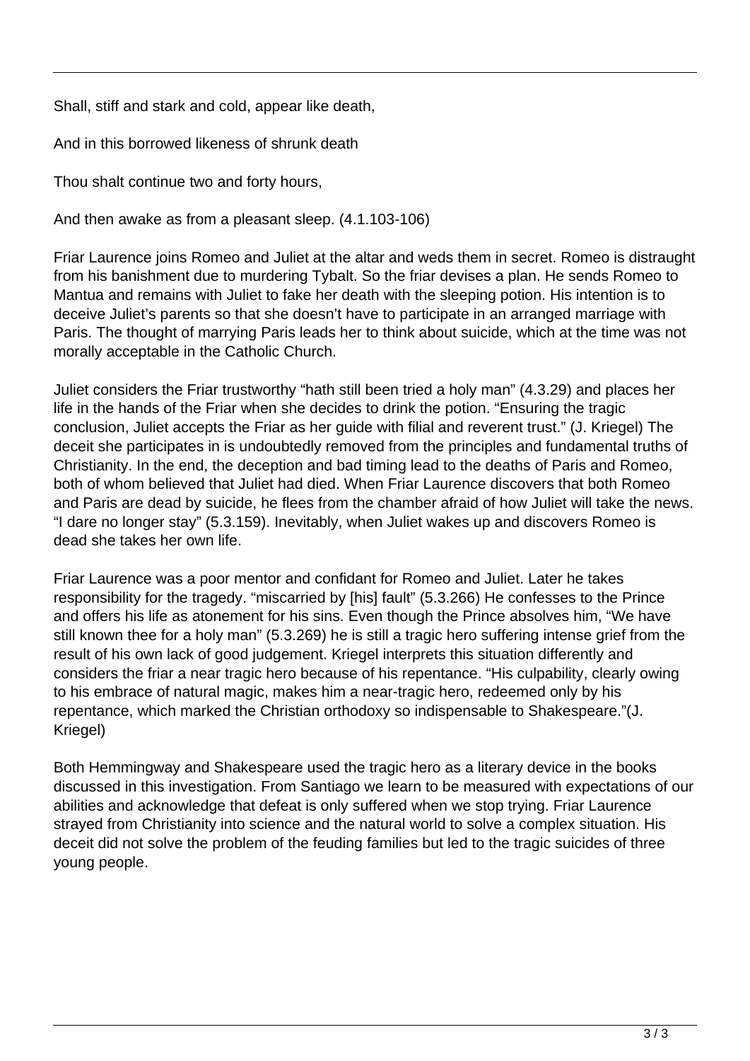Shall, stiff and stark and cold, appear like death,

And in this borrowed likeness of shrunk death

Thou shalt continue two and forty hours,

And then awake as from a pleasant sleep. (4.1.103-106)

Friar Laurence joins Romeo and Juliet at the altar and weds them in secret. Romeo is distraught from his banishment due to murdering Tybalt. So the friar devises a plan. He sends Romeo to Mantua and remains with Juliet to fake her death with the sleeping potion. His intention is to deceive Juliet's parents so that she doesn't have to participate in an arranged marriage with Paris. The thought of marrying Paris leads her to think about suicide, which at the time was not morally acceptable in the Catholic Church.

Juliet considers the Friar trustworthy "hath still been tried a holy man" (4.3.29) and places her life in the hands of the Friar when she decides to drink the potion. "Ensuring the tragic conclusion, Juliet accepts the Friar as her guide with filial and reverent trust." (J. Kriegel) The deceit she participates in is undoubtedly removed from the principles and fundamental truths of Christianity. In the end, the deception and bad timing lead to the deaths of Paris and Romeo, both of whom believed that Juliet had died. When Friar Laurence discovers that both Romeo and Paris are dead by suicide, he flees from the chamber afraid of how Juliet will take the news. "I dare no longer stay" (5.3.159). Inevitably, when Juliet wakes up and discovers Romeo is dead she takes her own life.

Friar Laurence was a poor mentor and confidant for Romeo and Juliet. Later he takes responsibility for the tragedy. "miscarried by [his] fault" (5.3.266) He confesses to the Prince and offers his life as atonement for his sins. Even though the Prince absolves him, "We have still known thee for a holy man" (5.3.269) he is still a tragic hero suffering intense grief from the result of his own lack of good judgement. Kriegel interprets this situation differently and considers the friar a near tragic hero because of his repentance. "His culpability, clearly owing to his embrace of natural magic, makes him a near-tragic hero, redeemed only by his repentance, which marked the Christian orthodoxy so indispensable to Shakespeare."(J. Kriegel)

Both Hemmingway and Shakespeare used the tragic hero as a literary device in the books discussed in this investigation. From Santiago we learn to be measured with expectations of our abilities and acknowledge that defeat is only suffered when we stop trying. Friar Laurence strayed from Christianity into science and the natural world to solve a complex situation. His deceit did not solve the problem of the feuding families but led to the tragic suicides of three young people.